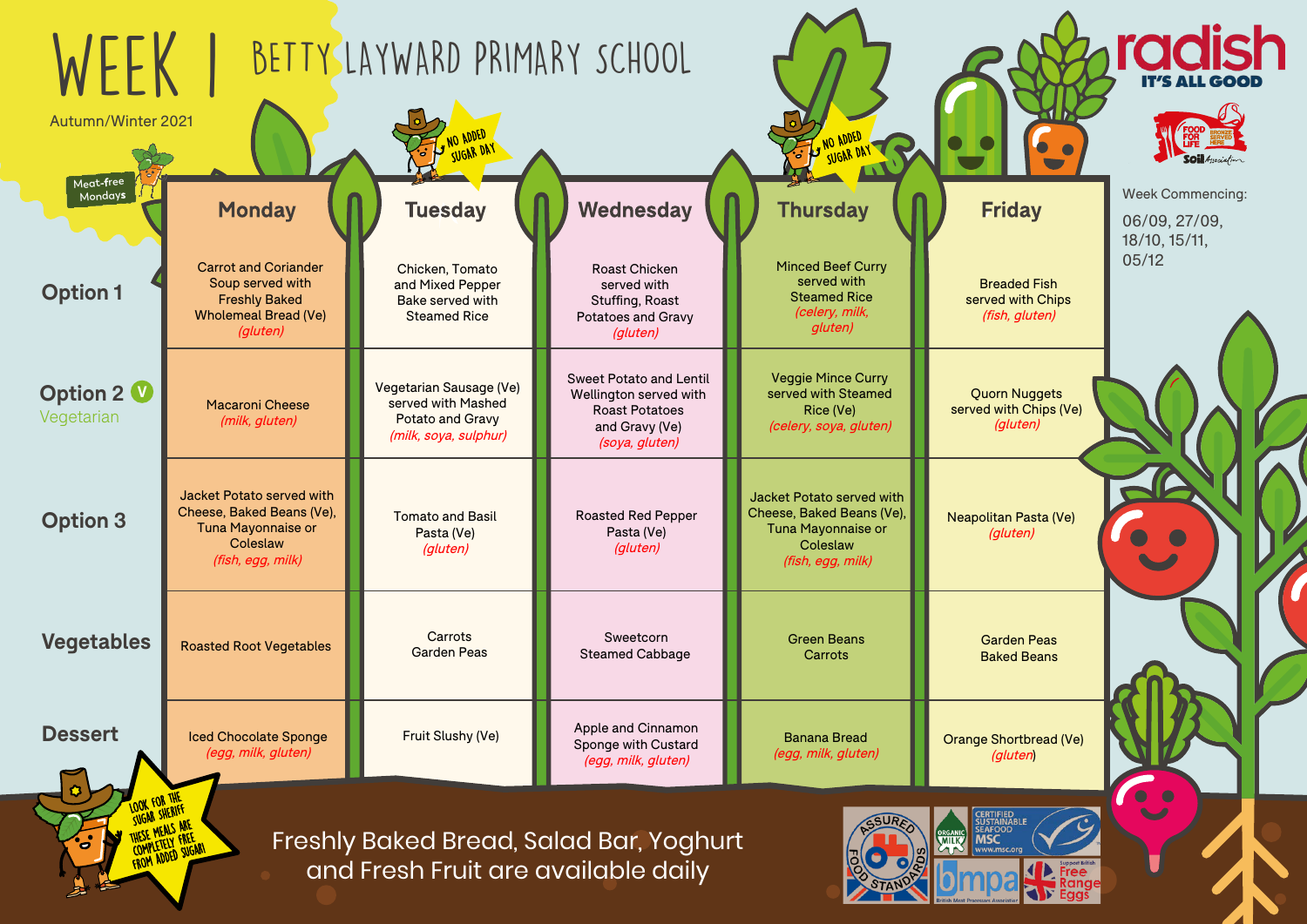# WEEK 1 BETTY LAYWARD PRIMARY SCHOOL

Autumn/Winter 2021

Meat-free Mondays

NO ADDED SUGAR DAY (Tuesday)

NO ADDED SUGAR DAY (Thursday)

**radish** IT'S ALL GOOD

Week Commencing:
06/09, 27/09, 18/10, 15/11, 05/12

| | Monday | Tuesday | Wednesday | Thursday | Friday |
|---|---|---|---|---|---|
| **Option 1** | Carrot and Coriander Soup served with Freshly Baked Wholemeal Bread (Ve) *(gluten)* | Chicken, Tomato and Mixed Pepper Bake served with Steamed Rice | Roast Chicken served with Stuffing, Roast Potatoes and Gravy *(gluten)* | Minced Beef Curry served with Steamed Rice *(celery, milk, gluten)* | Breaded Fish served with Chips *(fish, gluten)* |
| **Option 2 (V) Vegetarian** | Macaroni Cheese *(milk, gluten)* | Vegetarian Sausage (Ve) served with Mashed Potato and Gravy *(milk, soya, sulphur)* | Sweet Potato and Lentil Wellington served with Roast Potatoes and Gravy (Ve) *(soya, gluten)* | Veggie Mince Curry served with Steamed Rice (Ve) *(celery, soya, gluten)* | Quorn Nuggets served with Chips (Ve) *(gluten)* |
| **Option 3** | Jacket Potato served with Cheese, Baked Beans (Ve), Tuna Mayonnaise or Coleslaw *(fish, egg, milk)* | Tomato and Basil Pasta (Ve) *(gluten)* | Roasted Red Pepper Pasta (Ve) *(gluten)* | Jacket Potato served with Cheese, Baked Beans (Ve), Tuna Mayonnaise or Coleslaw *(fish, egg, milk)* | Neapolitan Pasta (Ve) *(gluten)* |
| **Vegetables** | Roasted Root Vegetables | Carrots, Garden Peas | Sweetcorn, Steamed Cabbage | Green Beans, Carrots | Garden Peas, Baked Beans |
| **Dessert** | Iced Chocolate Sponge *(egg, milk, gluten)* | Fruit Slushy (Ve) | Apple and Cinnamon Sponge with Custard *(egg, milk, gluten)* | Banana Bread *(egg, milk, gluten)* | Orange Shortbread (Ve) *(gluten)* |

LOOK FOR THE SUGAR SHERIFF. THESE MEALS ARE COMPLETELY FREE FROM ADDED SUGAR!

Freshly Baked Bread, Salad Bar, Yoghurt and Fresh Fruit are available daily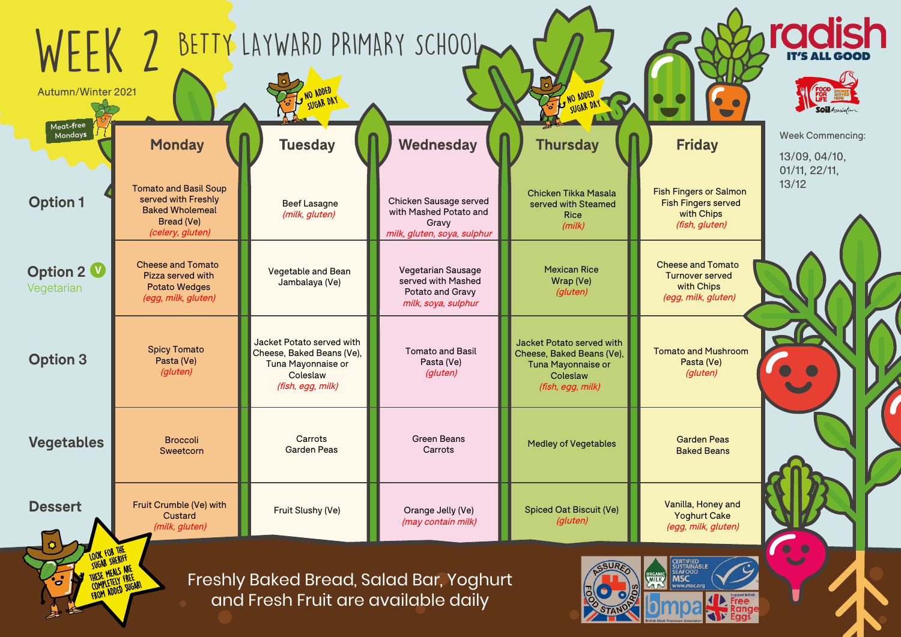# WEEK 2 BETTY LAYWARD PRIMARY SCHOOL

Autumn/Winter 2021

Meat-free Mondays

NO ADDED SUGAR DAY

radish
IT'S ALL GOOD

Week Commencing:

13/09, 04/10, 01/11, 22/11, 13/12

| | Monday | Tuesday | Wednesday | Thursday | Friday |
|---|---|---|---|---|---|
| **Option 1** | Tomato and Basil Soup served with Freshly Baked Wholemeal Bread (Ve) *(celery, gluten)* | Beef Lasagne *(milk, gluten)* | Chicken Sausage served with Mashed Potato and Gravy *milk, gluten, soya, sulphur* | Chicken Tikka Masala served with Steamed Rice *(milk)* | Fish Fingers or Salmon Fish Fingers served with Chips *(fish, gluten)* |
| **Option 2** (V) Vegetarian | Cheese and Tomato Pizza served with Potato Wedges *(egg, milk, gluten)* | Vegetable and Bean Jambalaya (Ve) | Vegetarian Sausage served with Mashed Potato and Gravy *milk, soya, sulphur* | Mexican Rice Wrap (Ve) *(gluten)* | Cheese and Tomato Turnover served with Chips *(egg, milk, gluten)* |
| **Option 3** | Spicy Tomato Pasta (Ve) *(gluten)* | Jacket Potato served with Cheese, Baked Beans (Ve), Tuna Mayonnaise or Coleslaw *(fish, egg, milk)* | Tomato and Basil Pasta (Ve) *(gluten)* | Jacket Potato served with Cheese, Baked Beans (Ve), Tuna Mayonnaise or Coleslaw *(fish, egg, milk)* | Tomato and Mushroom Pasta (Ve) *(gluten)* |
| **Vegetables** | Broccoli Sweetcorn | Carrots Garden Peas | Green Beans Carrots | Medley of Vegetables | Garden Peas Baked Beans |
| **Dessert** | Fruit Crumble (Ve) with Custard *(milk, gluten)* | Fruit Slushy (Ve) | Orange Jelly (Ve) *(may contain milk)* | Spiced Oat Biscuit (Ve) *(gluten)* | Vanilla, Honey and Yoghurt Cake *(egg, milk, gluten)* |

LOOK FOR THE SUGAR SHERIFF THESE MEALS ARE COMPLETELY FREE FROM ADDED SUGAR!

Freshly Baked Bread, Salad Bar, Yoghurt and Fresh Fruit are available daily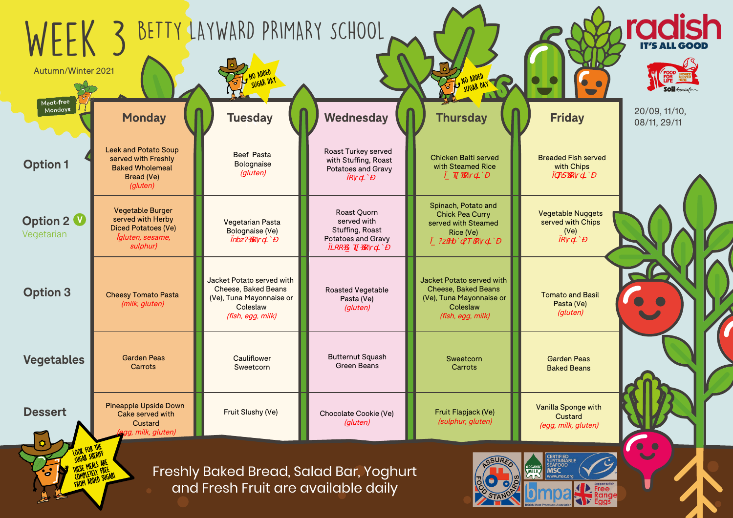# WEEK 3 BETTY LAYWARD PRIMARY SCHOOL

Autumn/Winter 2021

Meat-free Mondays

NO ADDED SUGAR DAY

NO ADDED SUGAR DAY

radish IT'S ALL GOOD

20/09, 11/10, 08/11, 29/11

| | Monday | Tuesday | Wednesday | Thursday | Friday |
|---|---|---|---|---|---|
| **Option 1** | Leek and Potato Soup served with Freshly Baked Wholemeal Bread (Ve) *(gluten)* | Beef Pasta Bolognaise *(gluten)* | Roast Turkey served with Stuffing, Roast Potatoes and Gravy *ÏR\r¢⅃`Ð* | Chicken Balti served with Steamed Rice *Ï_ T[ℬR\r¢⅃`Ð* | Breaded Fish served with Chips *ÏŒS℥R\r¢⅃`Ð* |
| **Option 2** (V) Vegetarian | Vegetable Burger served with Herby Diced Potatoes (Ve) *Ïgluten, sesame, sulphur)* | Vegetarian Pasta Bolognaise (Ve) *Ïnbz?ℬR\r¢⅃`Ð* | Roast Quorn served with Stuffing, Roast Potatoes and Gravy *ÏLRRℬ T[ℬR\r¢⅃`Ð* | Spinach, Potato and Chick Pea Curry served with Steamed Rice (Ve) *Ï_ ?zÐb`¢T ℬR\r¢⅃`Ð* | Vegetable Nuggets served with Chips (Ve) *ÏR\r¢⅃`Ð* |
| **Option 3** | Cheesy Tomato Pasta *(milk, gluten)* | Jacket Potato served with Cheese, Baked Beans (Ve), Tuna Mayonnaise or Coleslaw *(fish, egg, milk)* | Roasted Vegetable Pasta (Ve) *(gluten)* | Jacket Potato served with Cheese, Baked Beans (Ve), Tuna Mayonnaise or Coleslaw *(fish, egg, milk)* | Tomato and Basil Pasta (Ve) *(gluten)* |
| **Vegetables** | Garden Peas Carrots | Cauliflower Sweetcorn | Butternut Squash Green Beans | Sweetcorn Carrots | Garden Peas Baked Beans |
| **Dessert** | Pineapple Upside Down Cake served with Custard *(egg, milk, gluten)* | Fruit Slushy (Ve) | Chocolate Cookie (Ve) *(gluten)* | Fruit Flapjack (Ve) *(sulphur, gluten)* | Vanilla Sponge with Custard *(egg, milk, gluten)* |

LOOK FOR THE SUGAR SHERIFF THESE MEALS ARE COMPLETELY FREE FROM ADDED SUGAR!

Freshly Baked Bread, Salad Bar, Yoghurt and Fresh Fruit are available daily